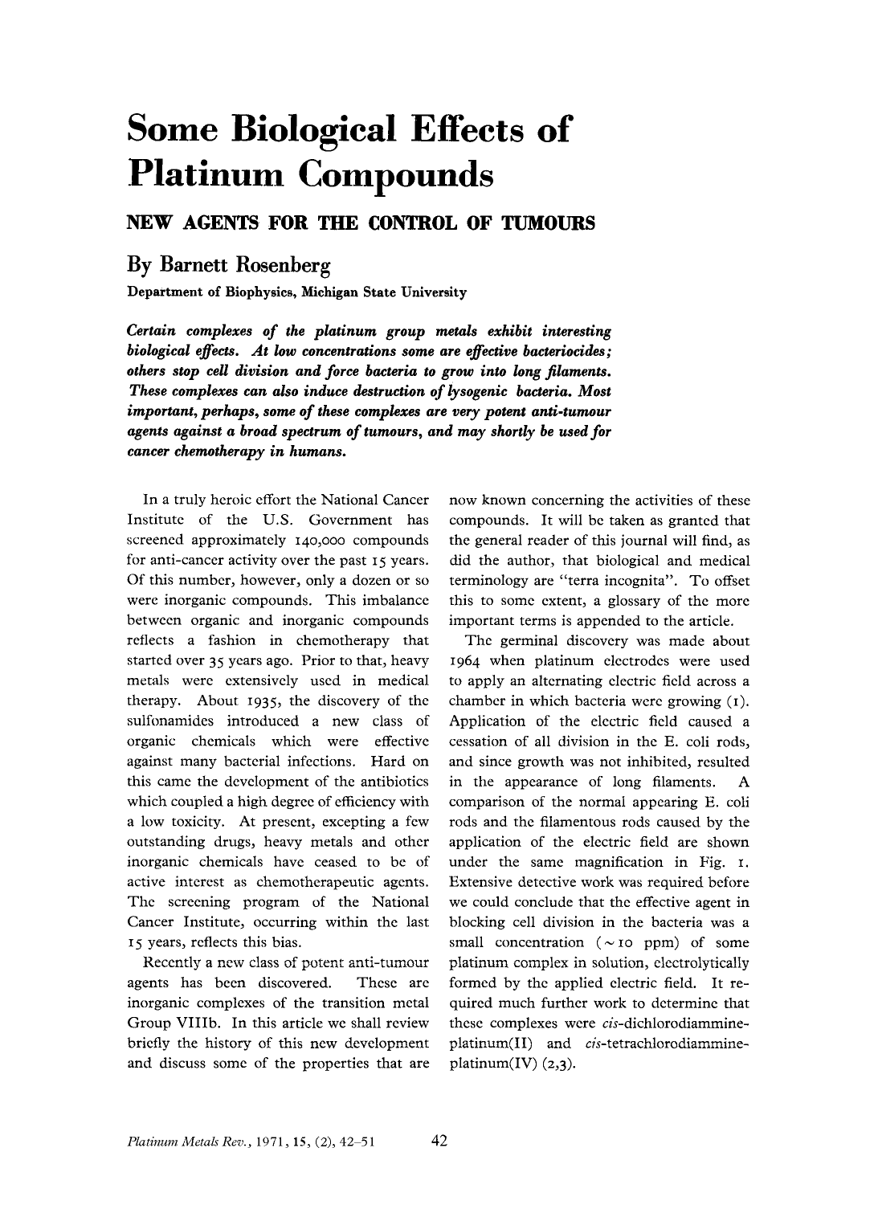# Some Biological Effects of Platinum Compounds

## NEW AGENTS FOR THE CONTROL OF TUMOURS

### By Barnett Rosenberg

**Department of Biophysics, Michigan State University**

***Certain complexes of the platinum group metals exhibit interesting biological effects. At low concentrations some are effective bacteriocides; others stop cell division and force bacteria to grow into long filaments. These complexes can also induce destruction of lysogenic bacteria. Most important, perhaps, some of these complexes are very potent anti-tumour agents against a broad spectrum of tumours, and may shortly be used for cancer chemotherapy in humans.***

In a truly heroic effort the National Cancer Institute of the U.S. Government has screened approximately 140,000 compounds for anti-cancer activity over the past 15 years. Of this number, however, only a dozen or so were inorganic compounds. This imbalance between organic and inorganic compounds reflects a fashion in chemotherapy that started over 35 years ago. Prior to that, heavy metals were extensively used in medical therapy. About 1935, the discovery of the sulfonamides introduced a new class of organic chemicals which were effective against many bacterial infections. Hard on this came the development of the antibiotics which coupled a high degree of efficiency with a low toxicity. At present, excepting a few outstanding drugs, heavy metals and other inorganic chemicals have ceased to be of active interest as chemotherapeutic agents. The screening program of the National Cancer Institute, occurring within the last 15 years, reflects this bias.

Recently a new class of potent anti-tumour agents has been discovered. These are inorganic complexes of the transition metal Group VIIIb. In this article we shall review briefly the history of this new development and discuss some of the properties that are now known concerning the activities of these compounds. It will be taken as granted that the general reader of this journal will find, as did the author, that biological and medical terminology are "terra incognita". To offset this to some extent, a glossary of the more important terms is appended to the article.

The germinal discovery was made about 1964 when platinum electrodes were used to apply an alternating electric field across a chamber in which bacteria were growing (1). Application of the electric field caused a cessation of all division in the E. coli rods, and since growth was not inhibited, resulted in the appearance of long filaments. A comparison of the normal appearing E. coli rods and the filamentous rods caused by the application of the electric field are shown under the same magnification in Fig. 1. Extensive detective work was required before we could conclude that the effective agent in blocking cell division in the bacteria was a small concentration ($\sim 10$ ppm) of some platinum complex in solution, electrolytically formed by the applied electric field. It required much further work to determine that these complexes were *cis*-dichlorodiammineplatinum(II) and *cis*-tetrachlorodiammineplatinum(IV) (2,3).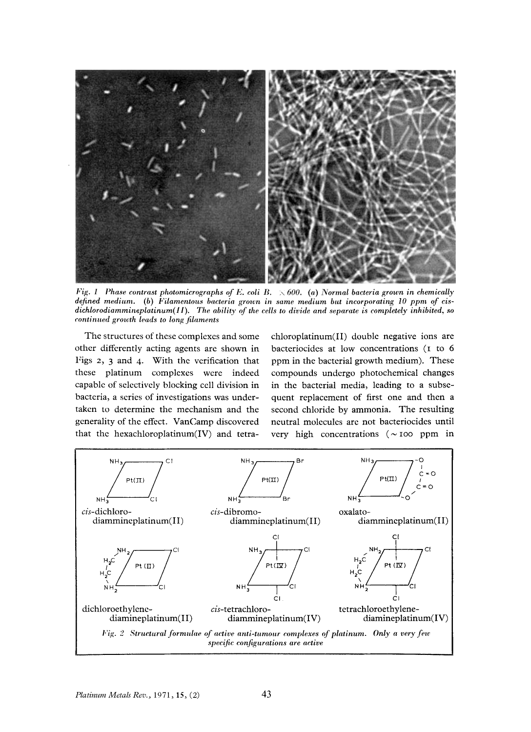*Fig. 1 Phase contrast photomicrographs of E. coli B. × 600. (a) Normal bacteria grown in chemically defined medium. (b) Filamentous bacteria grown in same medium but incorporating 10 ppm of cis-dichlorodiammineplatinum(II). The ability of the cells to divide and separate is completely inhibited, so continued growth leads to long filaments*

The structures of these complexes and some other differently acting agents are shown in Figs 2, 3 and 4. With the verification that these platinum complexes were indeed capable of selectively blocking cell division in bacteria, a series of investigations was undertaken to determine the mechanism and the generality of the effect. VanCamp discovered that the hexachloroplatinum(IV) and tetrachloroplatinum(II) double negative ions are bacteriocides at low concentrations (1 to 6 ppm in the bacterial growth medium). These compounds undergo photochemical changes in the bacterial media, leading to a subsequent replacement of first one and then a second chloride by ammonia. The resulting neutral molecules are not bacteriocides until very high concentrations (~100 ppm in

cis-dichloro-diammineplatinum(II)

cis-dibromo-diammineplatinum(II)

oxalato-diammineplatinum(II)

dichloroethylene-diamineplatinum(II)

cis-tetrachloro-diammineplatinum(IV)

tetrachloroethylene-diamineplatinum(IV)

*Fig. 2 Structural formulae of active anti-tumour complexes of platinum. Only a very few specific configurations are active*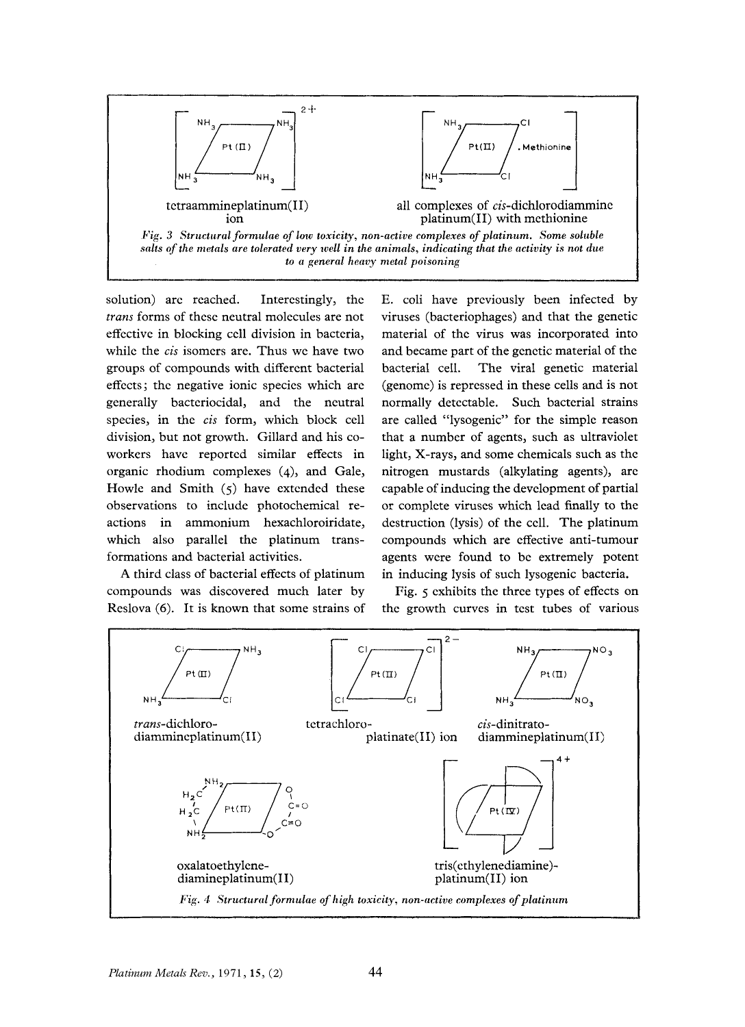tetraammineplatinum(II) ion

all complexes of *cis*-dichlorodiammine platinum(II) with methionine

*Fig. 3 Structural formulae of low toxicity, non-active complexes of platinum. Some soluble salts of the metals are tolerated very well in the animals, indicating that the activity is not due to a general heavy metal poisoning*

solution) are reached. Interestingly, the *trans* forms of these neutral molecules are not effective in blocking cell division in bacteria, while the *cis* isomers are. Thus we have two groups of compounds with different bacterial effects; the negative ionic species which are generally bacteriocidal, and the neutral species, in the *cis* form, which block cell division, but not growth. Gillard and his co-workers have reported similar effects in organic rhodium complexes (4), and Gale, Howle and Smith (5) have extended these observations to include photochemical reactions in ammonium hexachloroiridate, which also parallel the platinum transformations and bacterial activities.

A third class of bacterial effects of platinum compounds was discovered much later by Reslova (6). It is known that some strains of E. coli have previously been infected by viruses (bacteriophages) and that the genetic material of the virus was incorporated into and became part of the genetic material of the bacterial cell. The viral genetic material (genome) is repressed in these cells and is not normally detectable. Such bacterial strains are called "lysogenic" for the simple reason that a number of agents, such as ultraviolet light, X-rays, and some chemicals such as the nitrogen mustards (alkylating agents), are capable of inducing the development of partial or complete viruses which lead finally to the destruction (lysis) of the cell. The platinum compounds which are effective anti-tumour agents were found to be extremely potent in inducing lysis of such lysogenic bacteria.

Fig. 5 exhibits the three types of effects on the growth curves in test tubes of various

*trans*-dichloro-diammineplatinum(II)

tetrachloro-platinate(II) ion

*cis*-dinitrato-diammineplatinum(II)

oxalatoethylene-diamineplatinum(II)

tris(ethylenediamine)-platinum(II) ion

*Fig. 4 Structural formulae of high toxicity, non-active complexes of platinum*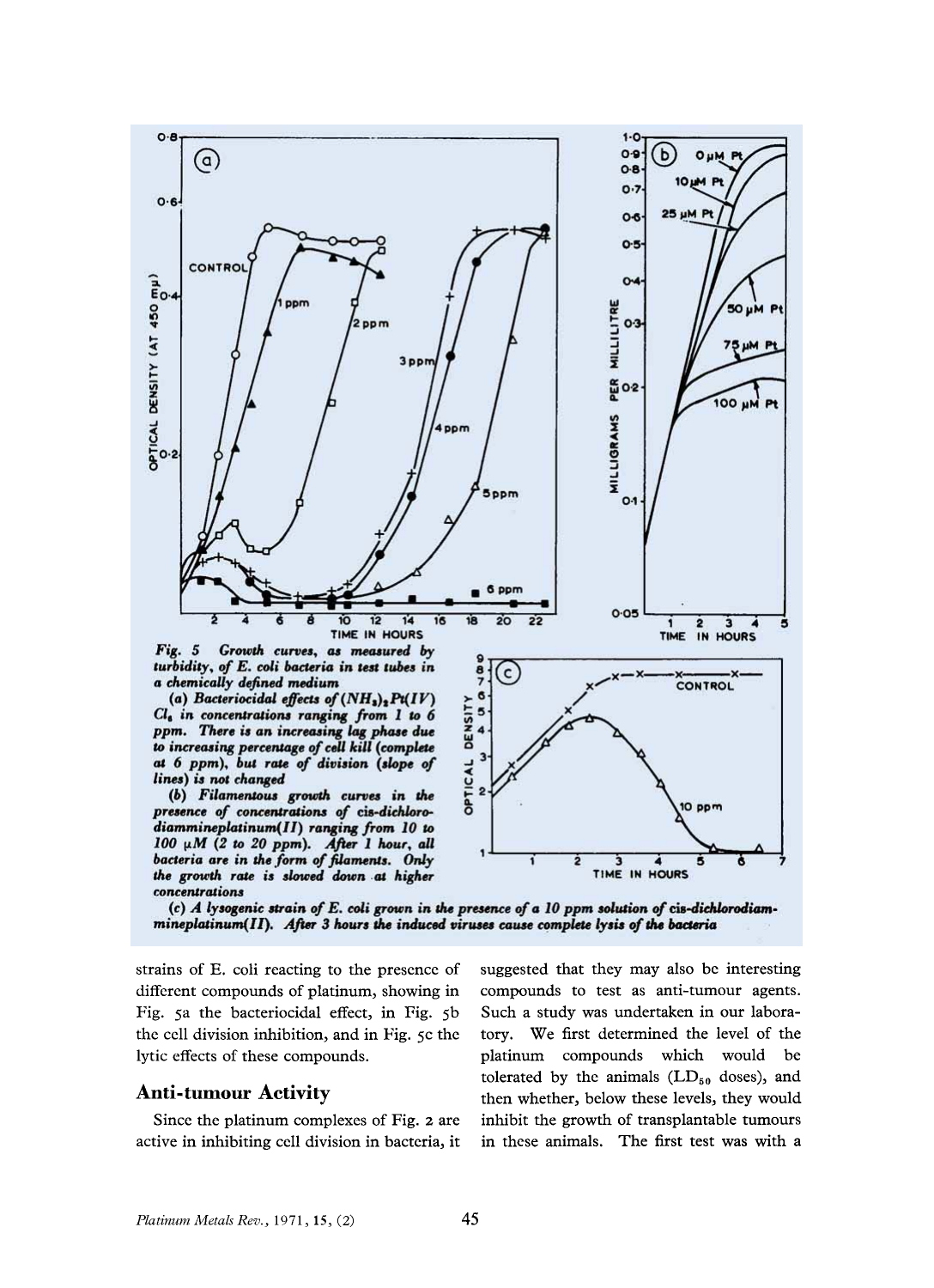(a)

OPTICAL DENSITY (AT 450 mμ)

0·8
0·6
0·4
0·2

CONTROL
1 ppm
2 ppm
3 ppm
4 ppm
5 ppm
6 ppm

2 4 6 8 10 12 14 16 18 20 22
TIME IN HOURS

(b)

MILLIGRAMS PER MILLILITRE

1·0
0·9
0·8
0·7
0·6
0·5
0·4
0·3
0·2
0·1
0·05

0 μM Pt
10 μM Pt
25 μM Pt
50 μM Pt
75 μM Pt
100 μM Pt

1 2 3 4 5
TIME IN HOURS

(c)

OPTICAL DENSITY

9
8
7
6
5
4
3
2
1

CONTROL
10 ppm

1 2 3 4 5 6 7
TIME IN HOURS

***Fig. 5 Growth curves, as measured by turbidity, of E. coli bacteria in test tubes in a chemically defined medium***

***(a) Bacteriocidal effects of*** $(NH_3)_2Pt(IV)Cl_4$ ***in concentrations ranging from 1 to 6 ppm. There is an increasing lag phase due to increasing percentage of cell kill (complete at 6 ppm), but rate of division (slope of lines) is not changed***

***(b) Filamentous growth curves in the presence of concentrations of cis-dichlorodiammineplatinum(II) ranging from 10 to 100 μM (2 to 20 ppm). After 1 hour, all bacteria are in the form of filaments. Only the growth rate is slowed down at higher concentrations***

***(c) A lysogenic strain of E. coli grown in the presence of a 10 ppm solution of cis-dichlorodiammineplatinum(II). After 3 hours the induced viruses cause complete lysis of the bacteria***

strains of E. coli reacting to the presence of different compounds of platinum, showing in Fig. 5a the bacteriocidal effect, in Fig. 5b the cell division inhibition, and in Fig. 5c the lytic effects of these compounds.

## Anti-tumour Activity

Since the platinum complexes of Fig. 2 are active in inhibiting cell division in bacteria, it suggested that they may also be interesting compounds to test as anti-tumour agents. Such a study was undertaken in our laboratory. We first determined the level of the platinum compounds which would be tolerated by the animals ($LD_{50}$ doses), and then whether, below these levels, they would inhibit the growth of transplantable tumours in these animals. The first test was with a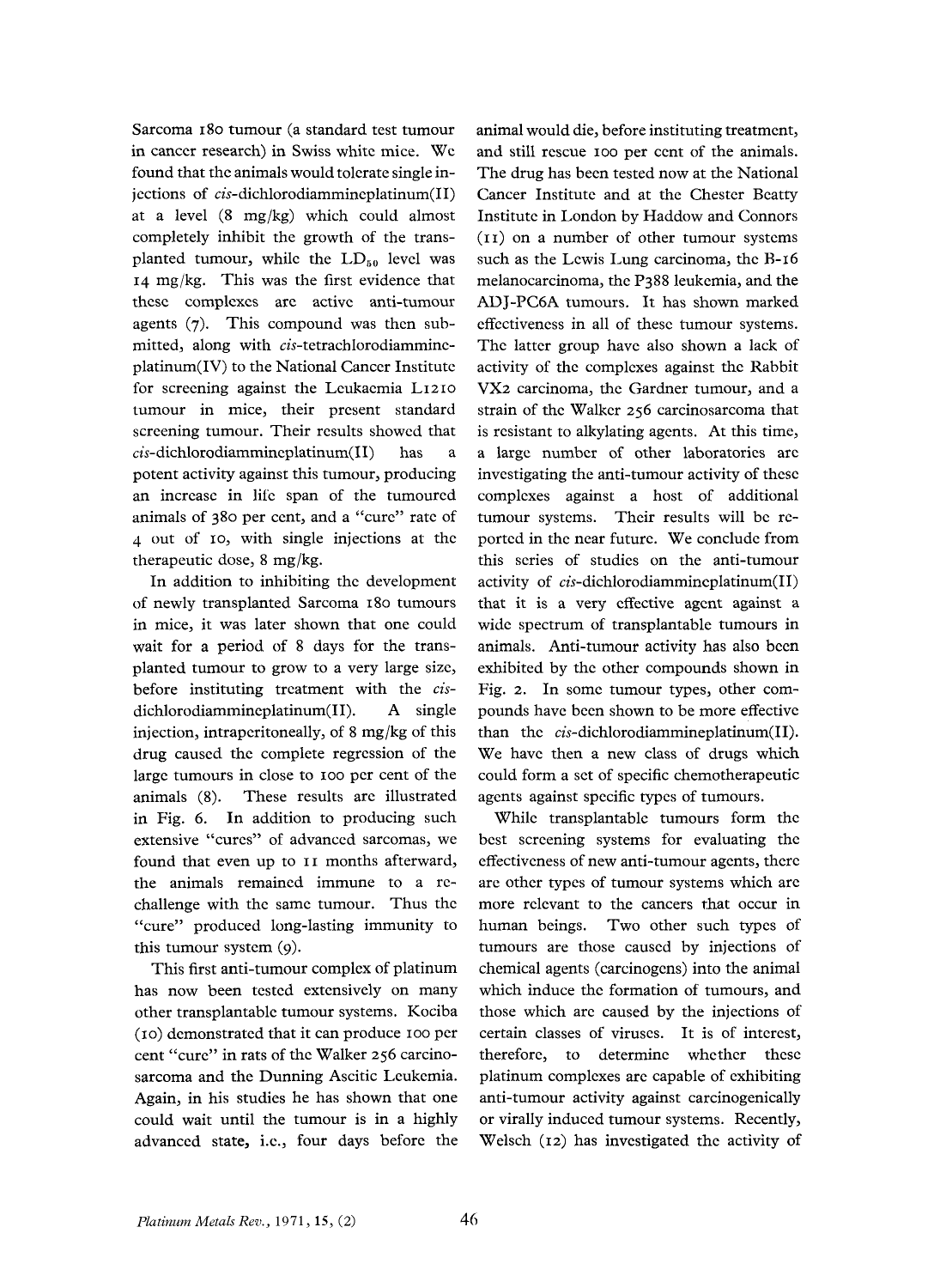Sarcoma 180 tumour (a standard test tumour in cancer research) in Swiss white mice. We found that the animals would tolerate single injections of *cis*-dichlorodiammineplatinum(II) at a level (8 mg/kg) which could almost completely inhibit the growth of the transplanted tumour, while the $LD_{50}$ level was 14 mg/kg. This was the first evidence that these complexes are active anti-tumour agents (7). This compound was then submitted, along with *cis*-tetrachlorodiammineplatinum(IV) to the National Cancer Institute for screening against the Leukaemia L1210 tumour in mice, their present standard screening tumour. Their results showed that *cis*-dichlorodiammineplatinum(II) has a potent activity against this tumour, producing an increase in life span of the tumoured animals of 380 per cent, and a "cure" rate of 4 out of 10, with single injections at the therapeutic dose, 8 mg/kg.

In addition to inhibiting the development of newly transplanted Sarcoma 180 tumours in mice, it was later shown that one could wait for a period of 8 days for the transplanted tumour to grow to a very large size, before instituting treatment with the *cis*-dichlorodiammineplatinum(II). A single injection, intraperitoneally, of 8 mg/kg of this drug caused the complete regression of the large tumours in close to 100 per cent of the animals (8). These results are illustrated in Fig. 6. In addition to producing such extensive "cures" of advanced sarcomas, we found that even up to 11 months afterward, the animals remained immune to a rechallenge with the same tumour. Thus the "cure" produced long-lasting immunity to this tumour system (9).

This first anti-tumour complex of platinum has now been tested extensively on many other transplantable tumour systems. Kociba (10) demonstrated that it can produce 100 per cent "cure" in rats of the Walker 256 carcinosarcoma and the Dunning Ascitic Leukemia. Again, in his studies he has shown that one could wait until the tumour is in a highly advanced state, i.e., four days before the animal would die, before instituting treatment, and still rescue 100 per cent of the animals. The drug has been tested now at the National Cancer Institute and at the Chester Beatty Institute in London by Haddow and Connors (11) on a number of other tumour systems such as the Lewis Lung carcinoma, the B-16 melanocarcinoma, the P388 leukemia, and the ADJ-PC6A tumours. It has shown marked effectiveness in all of these tumour systems. The latter group have also shown a lack of activity of the complexes against the Rabbit VX2 carcinoma, the Gardner tumour, and a strain of the Walker 256 carcinosarcoma that is resistant to alkylating agents. At this time, a large number of other laboratories are investigating the anti-tumour activity of these complexes against a host of additional tumour systems. Their results will be reported in the near future. We conclude from this series of studies on the anti-tumour activity of *cis*-dichlorodiammineplatinum(II) that it is a very effective agent against a wide spectrum of transplantable tumours in animals. Anti-tumour activity has also been exhibited by the other compounds shown in Fig. 2. In some tumour types, other compounds have been shown to be more effective than the *cis*-dichlorodiammineplatinum(II). We have then a new class of drugs which could form a set of specific chemotherapeutic agents against specific types of tumours.

While transplantable tumours form the best screening systems for evaluating the effectiveness of new anti-tumour agents, there are other types of tumour systems which are more relevant to the cancers that occur in human beings. Two other such types of tumours are those caused by injections of chemical agents (carcinogens) into the animal which induce the formation of tumours, and those which are caused by the injections of certain classes of viruses. It is of interest, therefore, to determine whether these platinum complexes are capable of exhibiting anti-tumour activity against carcinogenically or virally induced tumour systems. Recently, Welsch (12) has investigated the activity of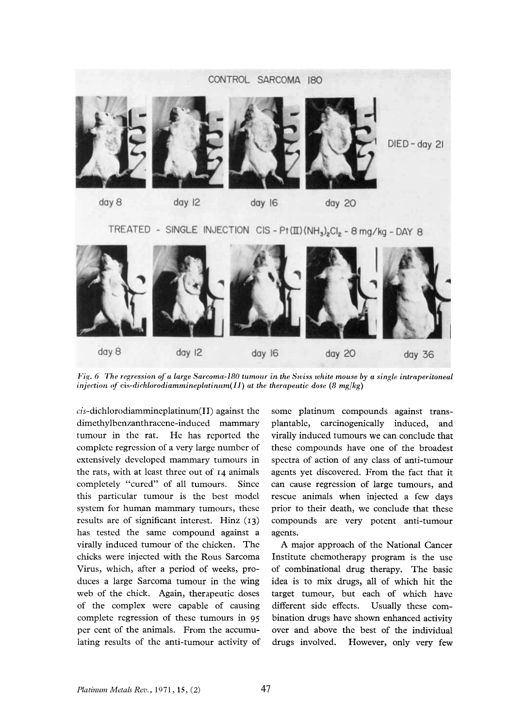CONTROL SARCOMA 180

DIED - day 21

day 8 day 12 day 16 day 20

TREATED - SINGLE INJECTION CIS - Pt(II)$(NH_3)_2Cl_2$ - 8 mg/kg - DAY 8

day 8 day 12 day 16 day 20 day 36

*Fig. 6 The regression of a large Sarcoma-180 tumour in the Swiss white mouse by a single intraperitoneal injection of cis-dichlorodiammineplatinum(II) at the therapeutic dose (8 mg/kg)*

*cis*-dichlorodiammineplatinum(II) against the dimethylbenzanthracene-induced mammary tumour in the rat. He has reported the complete regression of a very large number of extensively developed mammary tumours in the rats, with at least three out of 14 animals completely "cured" of all tumours. Since this particular tumour is the best model system for human mammary tumours, these results are of significant interest. Hinz (13) has tested the same compound against a virally induced tumour of the chicken. The chicks were injected with the Rous Sarcoma Virus, which, after a period of weeks, produces a large Sarcoma tumour in the wing web of the chick. Again, therapeutic doses of the complex were capable of causing complete regression of these tumours in 95 per cent of the animals. From the accumulating results of the anti-tumour activity of some platinum compounds against transplantable, carcinogenically induced, and virally induced tumours we can conclude that these compounds have one of the broadest spectra of action of any class of anti-tumour agents yet discovered. From the fact that it can cause regression of large tumours, and rescue animals when injected a few days prior to their death, we conclude that these compounds are very potent anti-tumour agents.

A major approach of the National Cancer Institute chemotherapy program is the use of combinational drug therapy. The basic idea is to mix drugs, all of which hit the target tumour, but each of which have different side effects. Usually these combination drugs have shown enhanced activity over and above the best of the individual drugs involved. However, only very few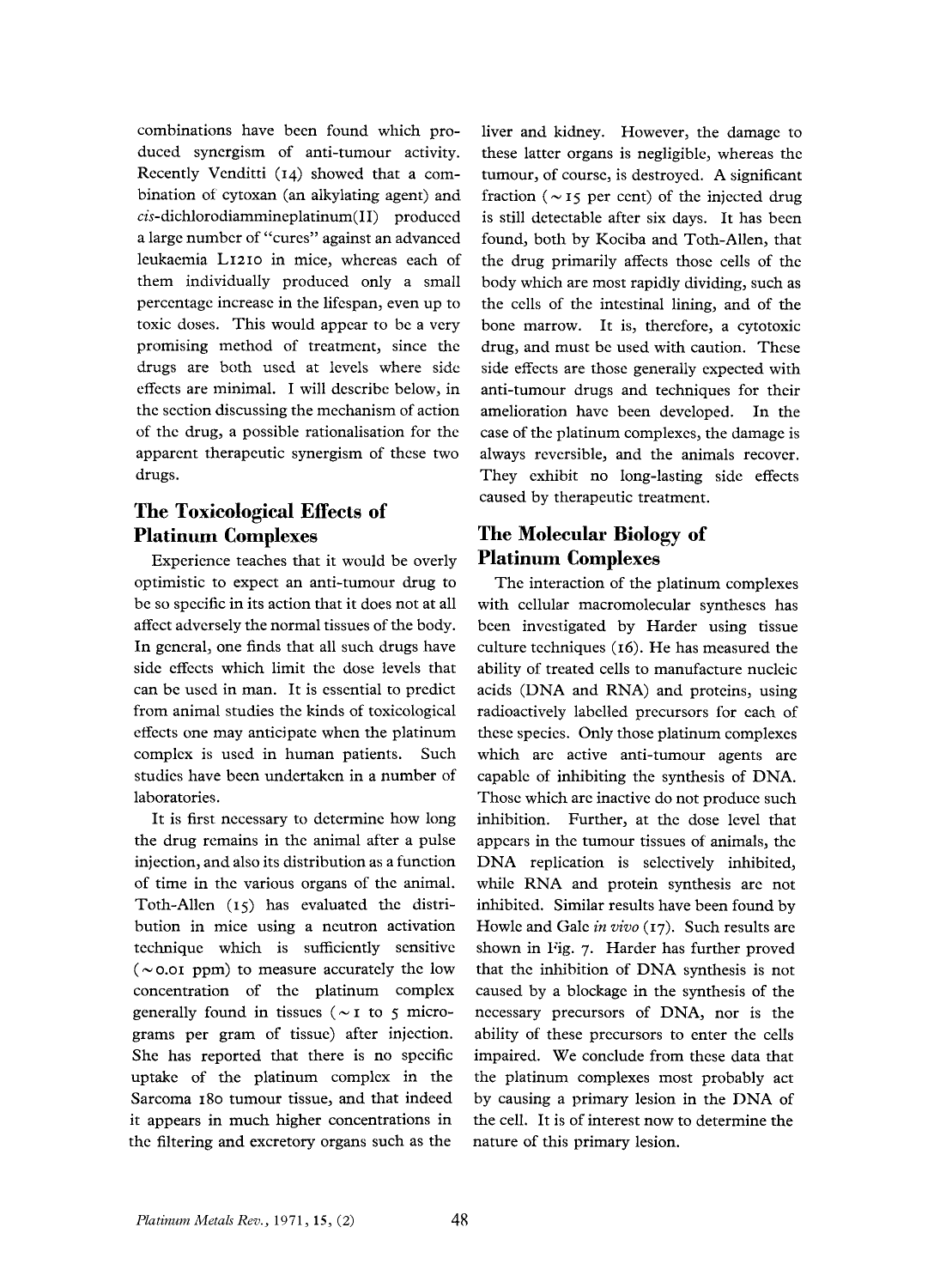combinations have been found which produced synergism of anti-tumour activity. Recently Venditti (14) showed that a combination of cytoxan (an alkylating agent) and *cis*-dichlorodiammineplatinum(II) produced a large number of "cures" against an advanced leukaemia L1210 in mice, whereas each of them individually produced only a small percentage increase in the lifespan, even up to toxic doses. This would appear to be a very promising method of treatment, since the drugs are both used at levels where side effects are minimal. I will describe below, in the section discussing the mechanism of action of the drug, a possible rationalisation for the apparent therapeutic synergism of these two drugs.

## The Toxicological Effects of Platinum Complexes

Experience teaches that it would be overly optimistic to expect an anti-tumour drug to be so specific in its action that it does not at all affect adversely the normal tissues of the body. In general, one finds that all such drugs have side effects which limit the dose levels that can be used in man. It is essential to predict from animal studies the kinds of toxicological effects one may anticipate when the platinum complex is used in human patients. Such studies have been undertaken in a number of laboratories.

It is first necessary to determine how long the drug remains in the animal after a pulse injection, and also its distribution as a function of time in the various organs of the animal. Toth-Allen (15) has evaluated the distribution in mice using a neutron activation technique which is sufficiently sensitive ($\sim$0.01 ppm) to measure accurately the low concentration of the platinum complex generally found in tissues ($\sim$1 to 5 micrograms per gram of tissue) after injection. She has reported that there is no specific uptake of the platinum complex in the Sarcoma 180 tumour tissue, and that indeed it appears in much higher concentrations in the filtering and excretory organs such as the liver and kidney. However, the damage to these latter organs is negligible, whereas the tumour, of course, is destroyed. A significant fraction ($\sim$15 per cent) of the injected drug is still detectable after six days. It has been found, both by Kociba and Toth-Allen, that the drug primarily affects those cells of the body which are most rapidly dividing, such as the cells of the intestinal lining, and of the bone marrow. It is, therefore, a cytotoxic drug, and must be used with caution. These side effects are those generally expected with anti-tumour drugs and techniques for their amelioration have been developed. In the case of the platinum complexes, the damage is always reversible, and the animals recover. They exhibit no long-lasting side effects caused by therapeutic treatment.

## The Molecular Biology of Platinum Complexes

The interaction of the platinum complexes with cellular macromolecular syntheses has been investigated by Harder using tissue culture techniques (16). He has measured the ability of treated cells to manufacture nucleic acids (DNA and RNA) and proteins, using radioactively labelled precursors for each of these species. Only those platinum complexes which are active anti-tumour agents are capable of inhibiting the synthesis of DNA. Those which are inactive do not produce such inhibition. Further, at the dose level that appears in the tumour tissues of animals, the DNA replication is selectively inhibited, while RNA and protein synthesis are not inhibited. Similar results have been found by Howle and Gale *in vivo* (17). Such results are shown in Fig. 7. Harder has further proved that the inhibition of DNA synthesis is not caused by a blockage in the synthesis of the necessary precursors of DNA, nor is the ability of these precursors to enter the cells impaired. We conclude from these data that the platinum complexes most probably act by causing a primary lesion in the DNA of the cell. It is of interest now to determine the nature of this primary lesion.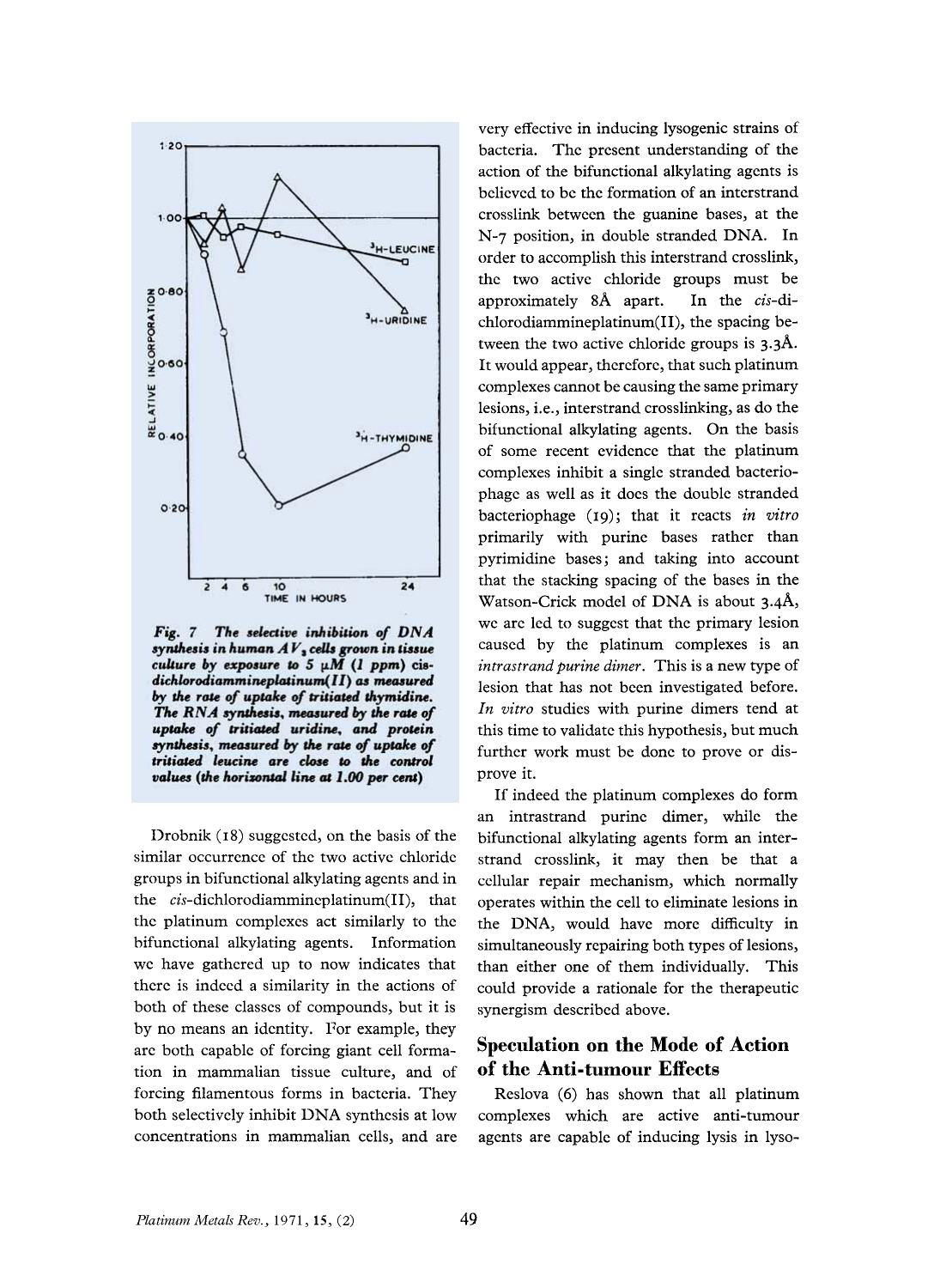1.20

1.00

0.80

0.60

0.40

0.20

RELATIVE INCORPORATION

$^3$H-LEUCINE

$^3$H-URIDINE

$^3$H-THYMIDINE

2 4 6 10 24

TIME IN HOURS

*Fig. 7 The selective inhibition of DNA synthesis in human A $V_3$ cells grown in tissue culture by exposure to 5 μM (1 ppm) cis-dichlorodiammineplatinum(II) as measured by the rate of uptake of tritiated thymidine. The RNA synthesis, measured by the rate of uptake of tritiated uridine, and protein synthesis, measured by the rate of uptake of tritiated leucine are close to the control values (the horizontal line at 1.00 per cent)*

Drobnik (18) suggested, on the basis of the similar occurrence of the two active chloride groups in bifunctional alkylating agents and in the *cis*-dichlorodiammineplatinum(II), that the platinum complexes act similarly to the bifunctional alkylating agents. Information we have gathered up to now indicates that there is indeed a similarity in the actions of both of these classes of compounds, but it is by no means an identity. For example, they are both capable of forcing giant cell formation in mammalian tissue culture, and of forcing filamentous forms in bacteria. They both selectively inhibit DNA synthesis at low concentrations in mammalian cells, and are very effective in inducing lysogenic strains of bacteria. The present understanding of the action of the bifunctional alkylating agents is believed to be the formation of an interstrand crosslink between the guanine bases, at the N-7 position, in double stranded DNA. In order to accomplish this interstrand crosslink, the two active chloride groups must be approximately 8Å apart. In the *cis*-dichlorodiammineplatinum(II), the spacing between the two active chloride groups is 3.3Å. It would appear, therefore, that such platinum complexes cannot be causing the same primary lesions, i.e., interstrand crosslinking, as do the bifunctional alkylating agents. On the basis of some recent evidence that the platinum complexes inhibit a single stranded bacteriophage as well as it does the double stranded bacteriophage (19); that it reacts *in vitro* primarily with purine bases rather than pyrimidine bases; and taking into account that the stacking spacing of the bases in the Watson-Crick model of DNA is about 3.4Å, we are led to suggest that the primary lesion caused by the platinum complexes is an *intrastrand purine dimer*. This is a new type of lesion that has not been investigated before. *In vitro* studies with purine dimers tend at this time to validate this hypothesis, but much further work must be done to prove or disprove it.

If indeed the platinum complexes do form an intrastrand purine dimer, while the bifunctional alkylating agents form an interstrand crosslink, it may then be that a cellular repair mechanism, which normally operates within the cell to eliminate lesions in the DNA, would have more difficulty in simultaneously repairing both types of lesions, than either one of them individually. This could provide a rationale for the therapeutic synergism described above.

## Speculation on the Mode of Action of the Anti-tumour Effects

Reslova (6) has shown that all platinum complexes which are active anti-tumour agents are capable of inducing lysis in lyso-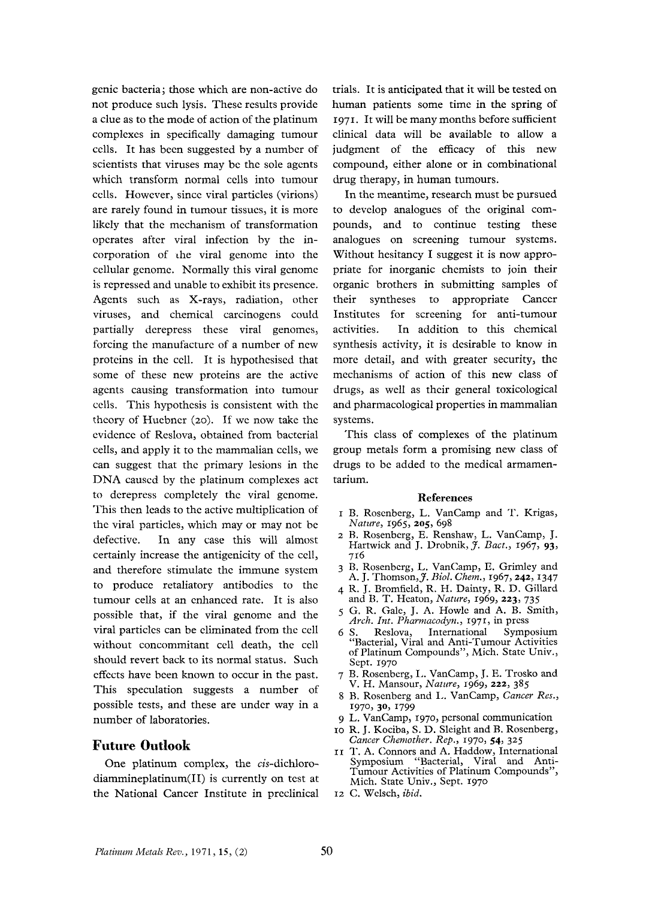genic bacteria; those which are non-active do not produce such lysis. These results provide a clue as to the mode of action of the platinum complexes in specifically damaging tumour cells. It has been suggested by a number of scientists that viruses may be the sole agents which transform normal cells into tumour cells. However, since viral particles (virions) are rarely found in tumour tissues, it is more likely that the mechanism of transformation operates after viral infection by the incorporation of the viral genome into the cellular genome. Normally this viral genome is repressed and unable to exhibit its presence. Agents such as X-rays, radiation, other viruses, and chemical carcinogens could partially derepress these viral genomes, forcing the manufacture of a number of new proteins in the cell. It is hypothesised that some of these new proteins are the active agents causing transformation into tumour cells. This hypothesis is consistent with the theory of Huebner (20). If we now take the evidence of Reslova, obtained from bacterial cells, and apply it to the mammalian cells, we can suggest that the primary lesions in the DNA caused by the platinum complexes act to derepress completely the viral genome. This then leads to the active multiplication of the viral particles, which may or may not be defective. In any case this will almost certainly increase the antigenicity of the cell, and therefore stimulate the immune system to produce retaliatory antibodies to the tumour cells at an enhanced rate. It is also possible that, if the viral genome and the viral particles can be eliminated from the cell without concommitant cell death, the cell should revert back to its normal status. Such effects have been known to occur in the past. This speculation suggests a number of possible tests, and these are under way in a number of laboratories.

## Future Outlook

One platinum complex, the *cis*-dichlorodiammineplatinum(II) is currently on test at the National Cancer Institute in preclinical trials. It is anticipated that it will be tested on human patients some time in the spring of 1971. It will be many months before sufficient clinical data will be available to allow a judgment of the efficacy of this new compound, either alone or in combinational drug therapy, in human tumours.

In the meantime, research must be pursued to develop analogues of the original compounds, and to continue testing these analogues on screening tumour systems. Without hesitancy I suggest it is now appropriate for inorganic chemists to join their organic brothers in submitting samples of their syntheses to appropriate Cancer Institutes for screening for anti-tumour activities. In addition to this chemical synthesis activity, it is desirable to know in more detail, and with greater security, the mechanisms of action of this new class of drugs, as well as their general toxicological and pharmacological properties in mammalian systems.

This class of complexes of the platinum group metals form a promising new class of drugs to be added to the medical armamentarium.

### References

1. B. Rosenberg, L. VanCamp and T. Krigas, *Nature*, 1965, **205**, 698
2. B. Rosenberg, E. Renshaw, L. VanCamp, J. Hartwick and J. Drobnik, *J. Bact.*, 1967, **93**, 716
3. B. Rosenberg, L. VanCamp, E. Grimley and A. J. Thomson, *J. Biol. Chem.*, 1967, **242**, 1347
4. R. J. Bromfield, R. H. Dainty, R. D. Gillard and B. T. Heaton, *Nature*, 1969, **223**, 735
5. G. R. Gale, J. A. Howle and A. B. Smith, *Arch. Int. Pharmacodyn.*, 1971, in press
6. S. Reslova, International Symposium "Bacterial, Viral and Anti-Tumour Activities of Platinum Compounds", Mich. State Univ., Sept. 1970
7. B. Rosenberg, L. VanCamp, J. E. Trosko and V. H. Mansour, *Nature*, 1969, **222**, 385
8. B. Rosenberg and L. VanCamp, *Cancer Res.*, 1970, **30**, 1799
9. L. VanCamp, 1970, personal communication
10. R. J. Kociba, S. D. Sleight and B. Rosenberg, *Cancer Chemother. Rep.*, 1970, **54**, 325
11. T. A. Connors and A. Haddow, International Symposium "Bacterial, Viral and Anti-Tumour Activities of Platinum Compounds", Mich. State Univ., Sept. 1970
12. C. Welsch, *ibid.*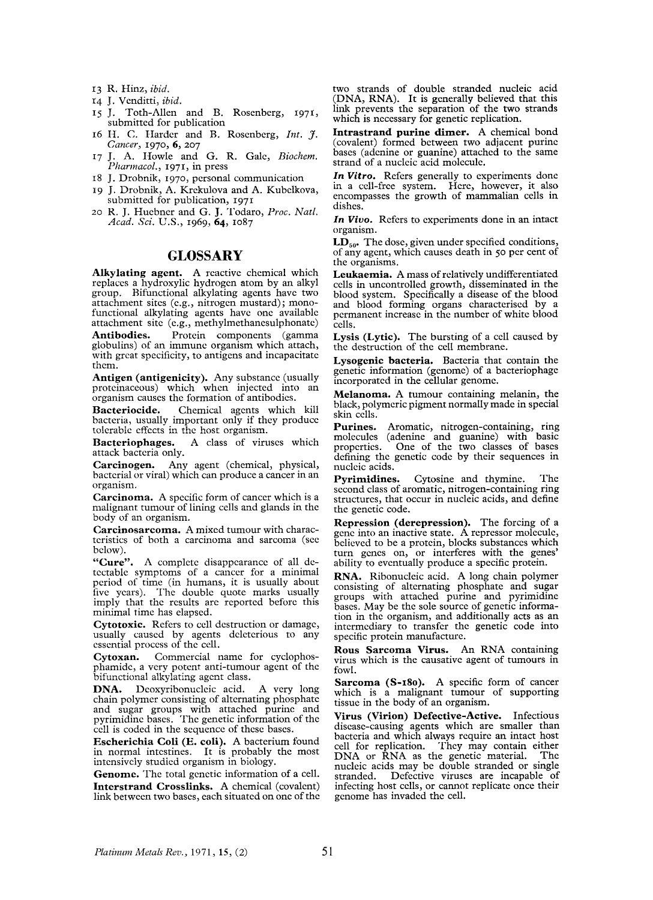13 R. Hinz, *ibid.*

14 J. Venditti, *ibid.*

15 J. Toth-Allen and B. Rosenberg, 1971, submitted for publication

16 H. C. Harder and B. Rosenberg, *Int. J. Cancer*, 1970, **6**, 207

17 J. A. Howle and G. R. Gale, *Biochem. Pharmacol.*, 1971, in press

18 J. Drobnik, 1970, personal communication

19 J. Drobnik, A. Krekulova and A. Kubelkova, submitted for publication, 1971

20 R. J. Huebner and G. J. Todaro, *Proc. Natl. Acad. Sci.* U.S., 1969, **64**, 1087

## GLOSSARY

**Alkylating agent.** A reactive chemical which replaces a hydroxylic hydrogen atom by an alkyl group. Bifunctional alkylating agents have two attachment sites (e.g., nitrogen mustard); monofunctional alkylating agents have one available attachment site (e.g., methylmethanesulphonate)

**Antibodies.** Protein components (gamma globulins) of an immune organism which attach, with great specificity, to antigens and incapacitate them.

**Antigen (antigenicity).** Any substance (usually proteinaceous) which when injected into an organism causes the formation of antibodies.

**Bacteriocide.** Chemical agents which kill bacteria, usually important only if they produce tolerable effects in the host organism.

**Bacteriophages.** A class of viruses which attack bacteria only.

**Carcinogen.** Any agent (chemical, physical, bacterial or viral) which can produce a cancer in an organism.

**Carcinoma.** A specific form of cancer which is a malignant tumour of lining cells and glands in the body of an organism.

**Carcinosarcoma.** A mixed tumour with characteristics of both a carcinoma and sarcoma (see below).

**"Cure".** A complete disappearance of all detectable symptoms of a cancer for a minimal period of time (in humans, it is usually about five years). The double quote marks usually imply that the results are reported before this minimal time has elapsed.

**Cytotoxic.** Refers to cell destruction or damage, usually caused by agents deleterious to any essential process of the cell.

**Cytoxan.** Commercial name for cyclophosphamide, a very potent anti-tumour agent of the bifunctional alkylating agent class.

**DNA.** Deoxyribonucleic acid. A very long chain polymer consisting of alternating phosphate and sugar groups with attached purine and pyrimidine bases. The genetic information of the cell is coded in the sequence of these bases.

**Escherichia Coli (E. coli).** A bacterium found in normal intestines. It is probably the most intensively studied organism in biology.

**Genome.** The total genetic information of a cell.

**Interstrand Crosslinks.** A chemical (covalent) link between two bases, each situated on one of the two strands of double stranded nucleic acid (DNA, RNA). It is generally believed that this link prevents the separation of the two strands which is necessary for genetic replication.

**Intrastrand purine dimer.** A chemical bond (covalent) formed between two adjacent purine bases (adenine or guanine) attached to the same strand of a nucleic acid molecule.

***In Vitro.*** Refers generally to experiments done in a cell-free system. Here, however, it also encompasses the growth of mammalian cells in dishes.

***In Vivo.*** Refers to experiments done in an intact organism.

**$LD_{50}$.** The dose, given under specified conditions, of any agent, which causes death in 50 per cent of the organisms.

**Leukaemia.** A mass of relatively undifferentiated cells in uncontrolled growth, disseminated in the blood system. Specifically a disease of the blood and blood forming organs characterised by a permanent increase in the number of white blood cells.

**Lysis (Lytic).** The bursting of a cell caused by the destruction of the cell membrane.

**Lysogenic bacteria.** Bacteria that contain the genetic information (genome) of a bacteriophage incorporated in the cellular genome.

**Melanoma.** A tumour containing melanin, the black, polymeric pigment normally made in special skin cells.

**Purines.** Aromatic, nitrogen-containing, ring molecules (adenine and guanine) with basic properties. One of the two classes of bases defining the genetic code by their sequences in nucleic acids.

**Pyrimidines.** Cytosine and thymine. The second class of aromatic, nitrogen-containing ring structures, that occur in nucleic acids, and define the genetic code.

**Repression (derepression).** The forcing of a gene into an inactive state. A repressor molecule, believed to be a protein, blocks substances which turn genes on, or interferes with the genes' ability to eventually produce a specific protein.

**RNA.** Ribonucleic acid. A long chain polymer consisting of alternating phosphate and sugar groups with attached purine and pyrimidine bases. May be the sole source of genetic information in the organism, and additionally acts as an intermediary to transfer the genetic code into specific protein manufacture.

**Rous Sarcoma Virus.** An RNA containing virus which is the causative agent of tumours in fowl.

**Sarcoma (S-180).** A specific form of cancer which is a malignant tumour of supporting tissue in the body of an organism.

**Virus (Virion) Defective-Active.** Infectious disease-causing agents which are smaller than bacteria and which always require an intact host cell for replication. They may contain either DNA or RNA as the genetic material. The nucleic acids may be double stranded or single stranded. Defective viruses are incapable of infecting host cells, or cannot replicate once their genome has invaded the cell.